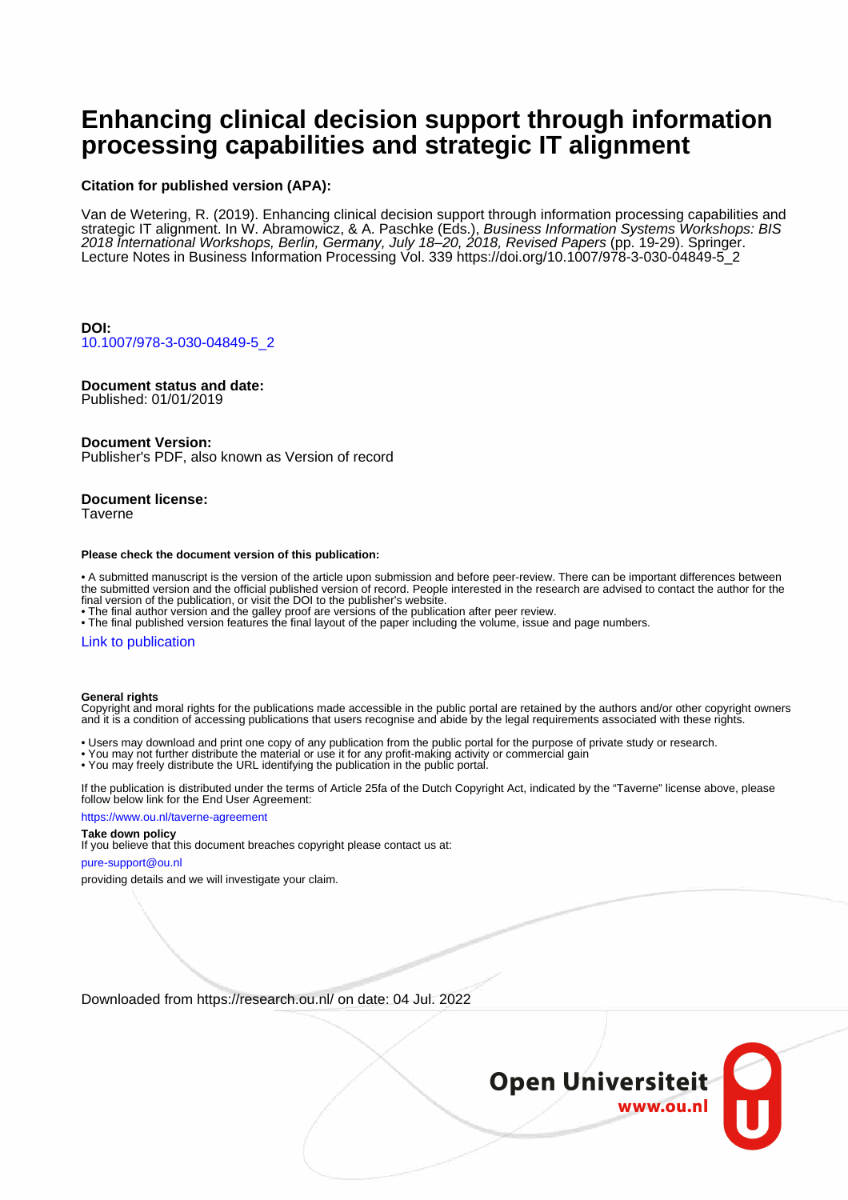# Enhancing clinical decision support through information processing capabilities and strategic IT alignment

**Citation for published version (APA):**

Van de Wetering, R. (2019). Enhancing clinical decision support through information processing capabilities and strategic IT alignment. In W. Abramowicz, & A. Paschke (Eds.), *Business Information Systems Workshops: BIS 2018 International Workshops, Berlin, Germany, July 18–20, 2018, Revised Papers* (pp. 19-29). Springer. Lecture Notes in Business Information Processing Vol. 339 https://doi.org/10.1007/978-3-030-04849-5_2

**DOI:**
10.1007/978-3-030-04849-5_2

**Document status and date:**
Published: 01/01/2019

**Document Version:**
Publisher's PDF, also known as Version of record

**Document license:**
Taverne

**Please check the document version of this publication:**

• A submitted manuscript is the version of the article upon submission and before peer-review. There can be important differences between the submitted version and the official published version of record. People interested in the research are advised to contact the author for the final version of the publication, or visit the DOI to the publisher's website.
• The final author version and the galley proof are versions of the publication after peer review.
• The final published version features the final layout of the paper including the volume, issue and page numbers.

Link to publication

**General rights**
Copyright and moral rights for the publications made accessible in the public portal are retained by the authors and/or other copyright owners and it is a condition of accessing publications that users recognise and abide by the legal requirements associated with these rights.

• Users may download and print one copy of any publication from the public portal for the purpose of private study or research.
• You may not further distribute the material or use it for any profit-making activity or commercial gain
• You may freely distribute the URL identifying the publication in the public portal.

If the publication is distributed under the terms of Article 25fa of the Dutch Copyright Act, indicated by the "Taverne" license above, please follow below link for the End User Agreement:

https://www.ou.nl/taverne-agreement

**Take down policy**
If you believe that this document breaches copyright please contact us at:

pure-support@ou.nl

providing details and we will investigate your claim.

Downloaded from https://research.ou.nl/ on date: 04 Jul. 2022

**Open Universiteit**
www.ou.nl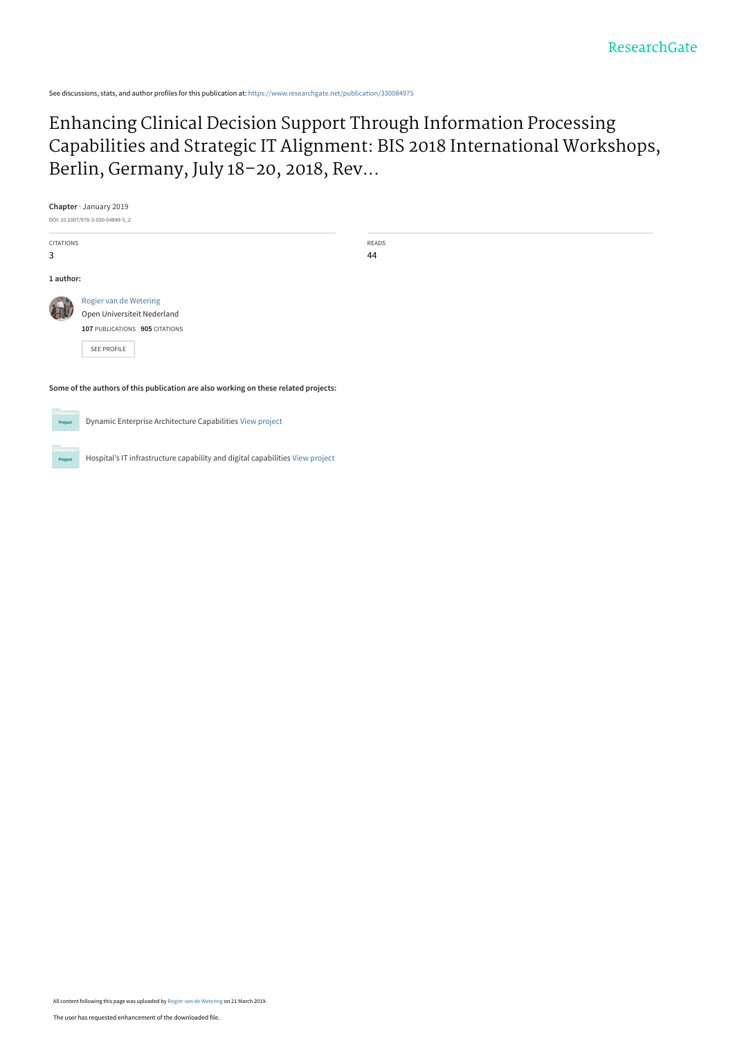See discussions, stats, and author profiles for this publication at: https://www.researchgate.net/publication/330084975

# Enhancing Clinical Decision Support Through Information Processing Capabilities and Strategic IT Alignment: BIS 2018 International Workshops, Berlin, Germany, July 18–20, 2018, Rev...

**Chapter** · January 2019

DOI: 10.1007/978-3-030-04849-5_2

| CITATIONS | READS |
| --- | --- |
| 3 | 44 |

**1 author:**

Rogier van de Wetering
Open Universiteit Nederland
**107** PUBLICATIONS **905** CITATIONS

SEE PROFILE

**Some of the authors of this publication are also working on these related projects:**

Dynamic Enterprise Architecture Capabilities View project

Hospital's IT infrastructure capability and digital capabilities View project

All content following this page was uploaded by Rogier van de Wetering on 21 March 2019.

The user has requested enhancement of the downloaded file.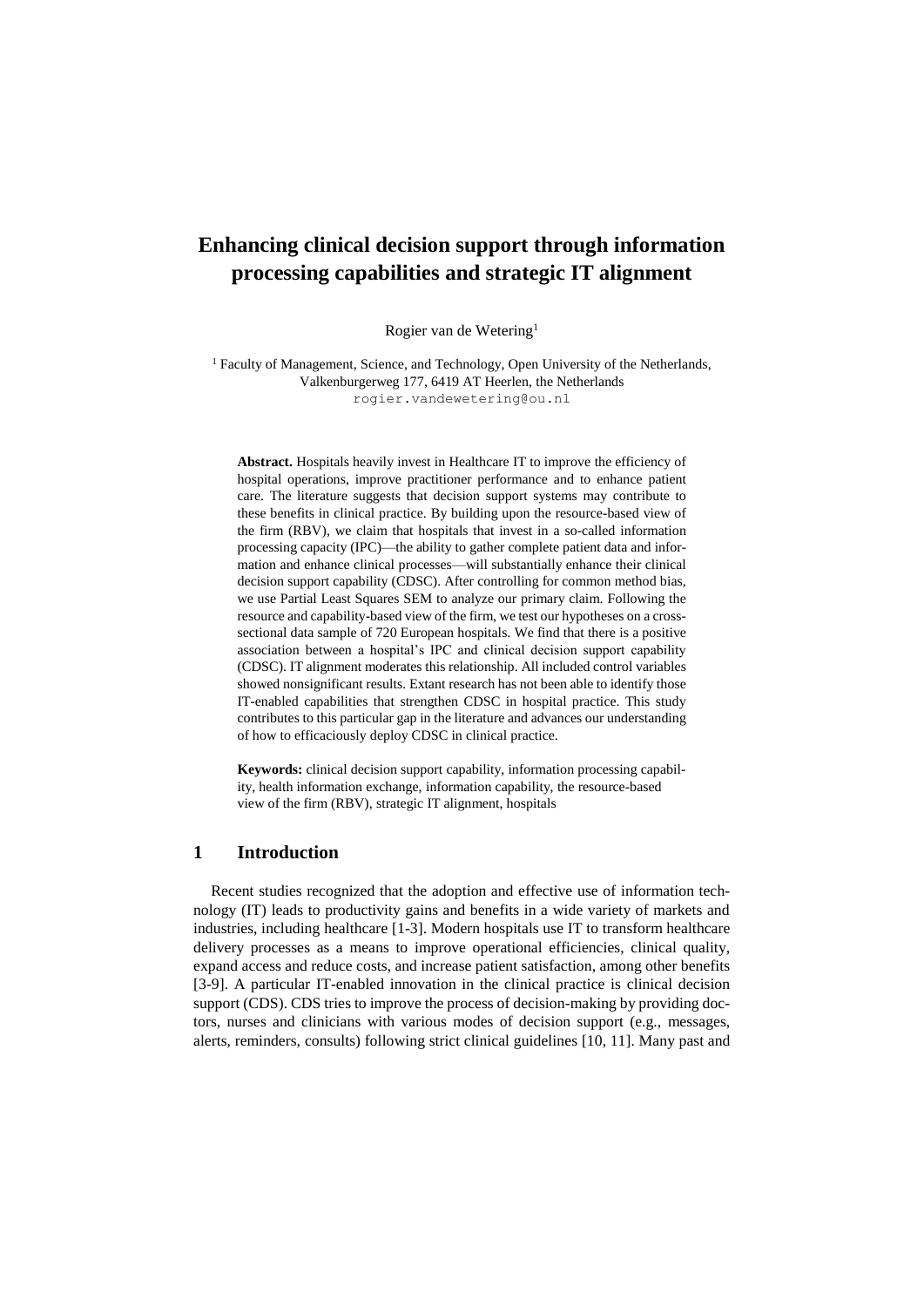# Enhancing clinical decision support through information processing capabilities and strategic IT alignment

Rogier van de Wetering[1]

[1] Faculty of Management, Science, and Technology, Open University of the Netherlands, Valkenburgerweg 177, 6419 AT Heerlen, the Netherlands
rogier.vandewetering@ou.nl

**Abstract.** Hospitals heavily invest in Healthcare IT to improve the efficiency of hospital operations, improve practitioner performance and to enhance patient care. The literature suggests that decision support systems may contribute to these benefits in clinical practice. By building upon the resource-based view of the firm (RBV), we claim that hospitals that invest in a so-called information processing capacity (IPC)—the ability to gather complete patient data and information and enhance clinical processes—will substantially enhance their clinical decision support capability (CDSC). After controlling for common method bias, we use Partial Least Squares SEM to analyze our primary claim. Following the resource and capability-based view of the firm, we test our hypotheses on a cross-sectional data sample of 720 European hospitals. We find that there is a positive association between a hospital's IPC and clinical decision support capability (CDSC). IT alignment moderates this relationship. All included control variables showed nonsignificant results. Extant research has not been able to identify those IT-enabled capabilities that strengthen CDSC in hospital practice. This study contributes to this particular gap in the literature and advances our understanding of how to efficaciously deploy CDSC in clinical practice.

**Keywords:** clinical decision support capability, information processing capability, health information exchange, information capability, the resource-based view of the firm (RBV), strategic IT alignment, hospitals

## 1 Introduction

Recent studies recognized that the adoption and effective use of information technology (IT) leads to productivity gains and benefits in a wide variety of markets and industries, including healthcare [1-3]. Modern hospitals use IT to transform healthcare delivery processes as a means to improve operational efficiencies, clinical quality, expand access and reduce costs, and increase patient satisfaction, among other benefits [3-9]. A particular IT-enabled innovation in the clinical practice is clinical decision support (CDS). CDS tries to improve the process of decision-making by providing doctors, nurses and clinicians with various modes of decision support (e.g., messages, alerts, reminders, consults) following strict clinical guidelines [10, 11]. Many past and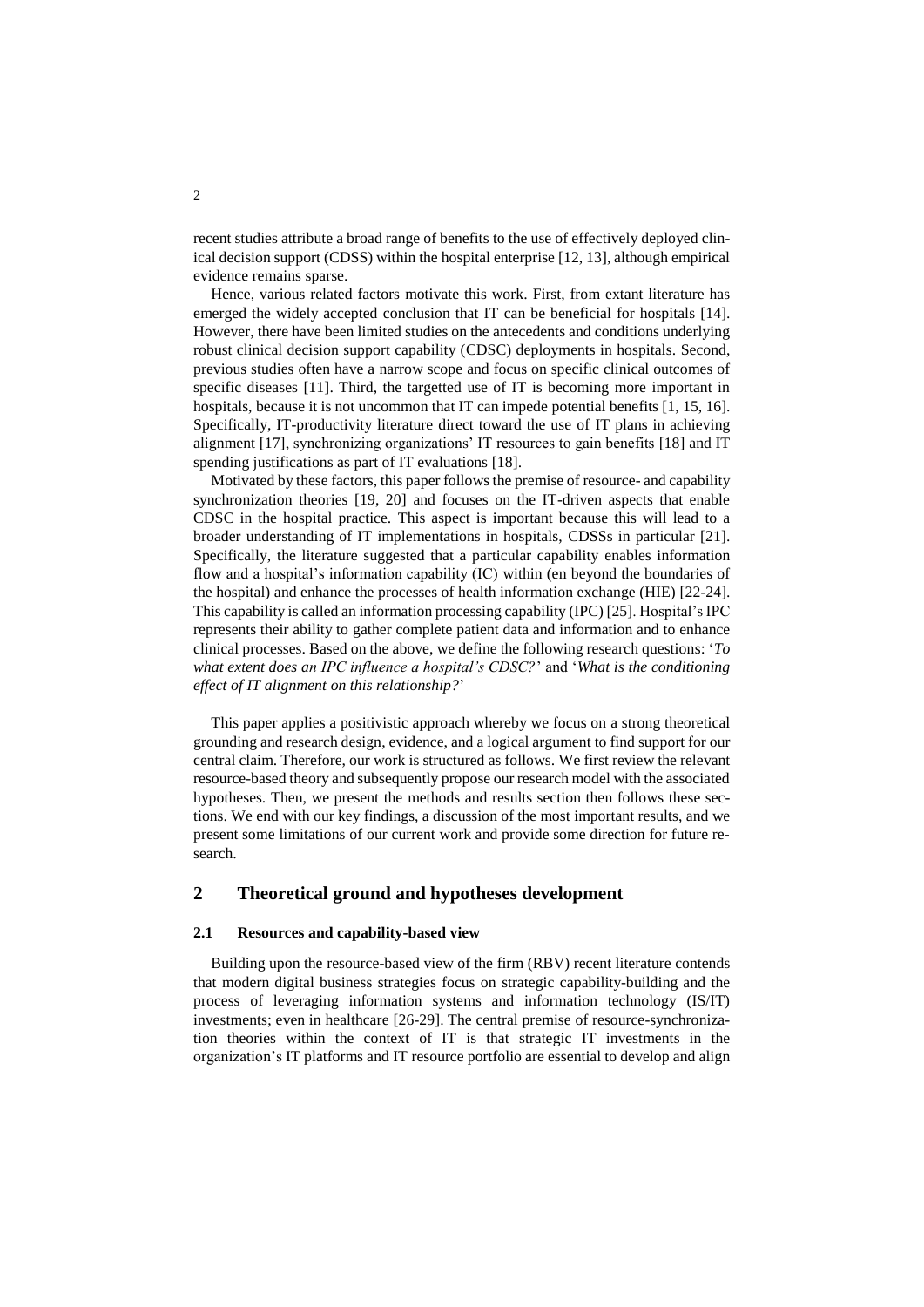recent studies attribute a broad range of benefits to the use of effectively deployed clinical decision support (CDSS) within the hospital enterprise [12, 13], although empirical evidence remains sparse.

Hence, various related factors motivate this work. First, from extant literature has emerged the widely accepted conclusion that IT can be beneficial for hospitals [14]. However, there have been limited studies on the antecedents and conditions underlying robust clinical decision support capability (CDSC) deployments in hospitals. Second, previous studies often have a narrow scope and focus on specific clinical outcomes of specific diseases [11]. Third, the targetted use of IT is becoming more important in hospitals, because it is not uncommon that IT can impede potential benefits [1, 15, 16]. Specifically, IT-productivity literature direct toward the use of IT plans in achieving alignment [17], synchronizing organizations' IT resources to gain benefits [18] and IT spending justifications as part of IT evaluations [18].

Motivated by these factors, this paper follows the premise of resource- and capability synchronization theories [19, 20] and focuses on the IT-driven aspects that enable CDSC in the hospital practice. This aspect is important because this will lead to a broader understanding of IT implementations in hospitals, CDSSs in particular [21]. Specifically, the literature suggested that a particular capability enables information flow and a hospital's information capability (IC) within (en beyond the boundaries of the hospital) and enhance the processes of health information exchange (HIE) [22-24]. This capability is called an information processing capability (IPC) [25]. Hospital's IPC represents their ability to gather complete patient data and information and to enhance clinical processes. Based on the above, we define the following research questions: '*To what extent does an IPC influence a hospital's CDSC?*' and '*What is the conditioning effect of IT alignment on this relationship?*'

This paper applies a positivistic approach whereby we focus on a strong theoretical grounding and research design, evidence, and a logical argument to find support for our central claim. Therefore, our work is structured as follows. We first review the relevant resource-based theory and subsequently propose our research model with the associated hypotheses. Then, we present the methods and results section then follows these sections. We end with our key findings, a discussion of the most important results, and we present some limitations of our current work and provide some direction for future research.

## 2 Theoretical ground and hypotheses development

### 2.1 Resources and capability-based view

Building upon the resource-based view of the firm (RBV) recent literature contends that modern digital business strategies focus on strategic capability-building and the process of leveraging information systems and information technology (IS/IT) investments; even in healthcare [26-29]. The central premise of resource-synchronization theories within the context of IT is that strategic IT investments in the organization's IT platforms and IT resource portfolio are essential to develop and align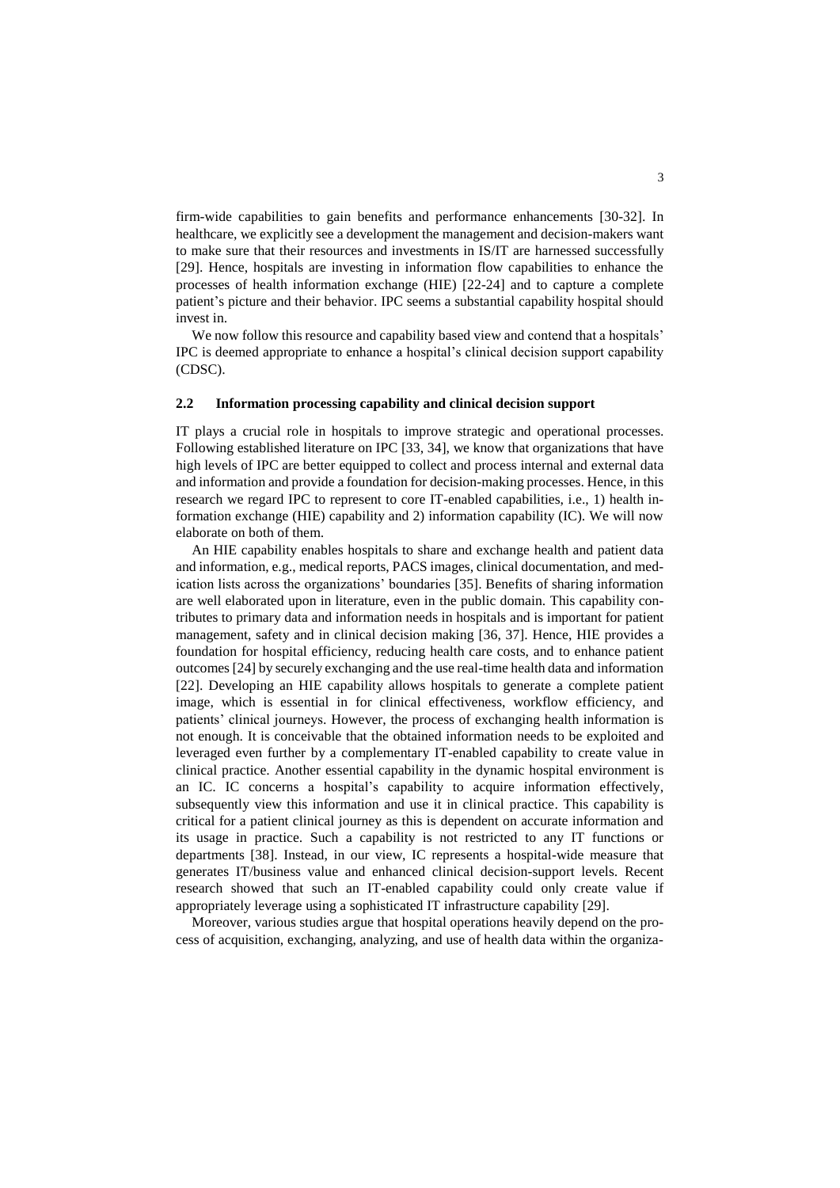firm-wide capabilities to gain benefits and performance enhancements [30-32]. In healthcare, we explicitly see a development the management and decision-makers want to make sure that their resources and investments in IS/IT are harnessed successfully [29]. Hence, hospitals are investing in information flow capabilities to enhance the processes of health information exchange (HIE) [22-24] and to capture a complete patient's picture and their behavior. IPC seems a substantial capability hospital should invest in.

We now follow this resource and capability based view and contend that a hospitals' IPC is deemed appropriate to enhance a hospital's clinical decision support capability (CDSC).

### 2.2 Information processing capability and clinical decision support

IT plays a crucial role in hospitals to improve strategic and operational processes. Following established literature on IPC [33, 34], we know that organizations that have high levels of IPC are better equipped to collect and process internal and external data and information and provide a foundation for decision-making processes. Hence, in this research we regard IPC to represent to core IT-enabled capabilities, i.e., 1) health information exchange (HIE) capability and 2) information capability (IC). We will now elaborate on both of them.

An HIE capability enables hospitals to share and exchange health and patient data and information, e.g., medical reports, PACS images, clinical documentation, and medication lists across the organizations' boundaries [35]. Benefits of sharing information are well elaborated upon in literature, even in the public domain. This capability contributes to primary data and information needs in hospitals and is important for patient management, safety and in clinical decision making [36, 37]. Hence, HIE provides a foundation for hospital efficiency, reducing health care costs, and to enhance patient outcomes [24] by securely exchanging and the use real-time health data and information [22]. Developing an HIE capability allows hospitals to generate a complete patient image, which is essential in for clinical effectiveness, workflow efficiency, and patients' clinical journeys. However, the process of exchanging health information is not enough. It is conceivable that the obtained information needs to be exploited and leveraged even further by a complementary IT-enabled capability to create value in clinical practice. Another essential capability in the dynamic hospital environment is an IC. IC concerns a hospital's capability to acquire information effectively, subsequently view this information and use it in clinical practice. This capability is critical for a patient clinical journey as this is dependent on accurate information and its usage in practice. Such a capability is not restricted to any IT functions or departments [38]. Instead, in our view, IC represents a hospital-wide measure that generates IT/business value and enhanced clinical decision-support levels. Recent research showed that such an IT-enabled capability could only create value if appropriately leverage using a sophisticated IT infrastructure capability [29].

Moreover, various studies argue that hospital operations heavily depend on the process of acquisition, exchanging, analyzing, and use of health data within the organiza-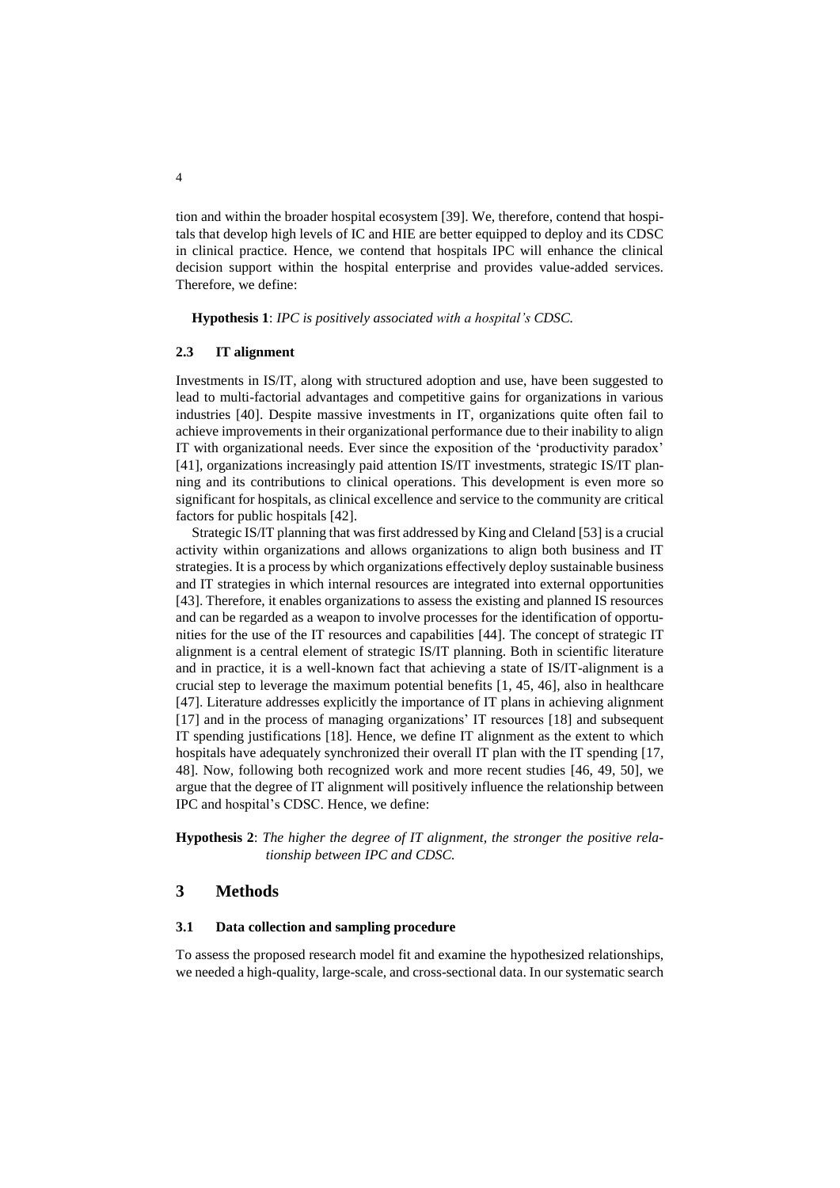tion and within the broader hospital ecosystem [39]. We, therefore, contend that hospitals that develop high levels of IC and HIE are better equipped to deploy and its CDSC in clinical practice. Hence, we contend that hospitals IPC will enhance the clinical decision support within the hospital enterprise and provides value-added services. Therefore, we define:

**Hypothesis 1**: *IPC is positively associated with a hospital's CDSC.*

### 2.3 IT alignment

Investments in IS/IT, along with structured adoption and use, have been suggested to lead to multi-factorial advantages and competitive gains for organizations in various industries [40]. Despite massive investments in IT, organizations quite often fail to achieve improvements in their organizational performance due to their inability to align IT with organizational needs. Ever since the exposition of the 'productivity paradox' [41], organizations increasingly paid attention IS/IT investments, strategic IS/IT planning and its contributions to clinical operations. This development is even more so significant for hospitals, as clinical excellence and service to the community are critical factors for public hospitals [42].

Strategic IS/IT planning that was first addressed by King and Cleland [53] is a crucial activity within organizations and allows organizations to align both business and IT strategies. It is a process by which organizations effectively deploy sustainable business and IT strategies in which internal resources are integrated into external opportunities [43]. Therefore, it enables organizations to assess the existing and planned IS resources and can be regarded as a weapon to involve processes for the identification of opportunities for the use of the IT resources and capabilities [44]. The concept of strategic IT alignment is a central element of strategic IS/IT planning. Both in scientific literature and in practice, it is a well-known fact that achieving a state of IS/IT-alignment is a crucial step to leverage the maximum potential benefits [1, 45, 46], also in healthcare [47]. Literature addresses explicitly the importance of IT plans in achieving alignment [17] and in the process of managing organizations' IT resources [18] and subsequent IT spending justifications [18]. Hence, we define IT alignment as the extent to which hospitals have adequately synchronized their overall IT plan with the IT spending [17, 48]. Now, following both recognized work and more recent studies [46, 49, 50], we argue that the degree of IT alignment will positively influence the relationship between IPC and hospital's CDSC. Hence, we define:

**Hypothesis 2**: *The higher the degree of IT alignment, the stronger the positive relationship between IPC and CDSC.*

## 3 Methods

### 3.1 Data collection and sampling procedure

To assess the proposed research model fit and examine the hypothesized relationships, we needed a high-quality, large-scale, and cross-sectional data. In our systematic search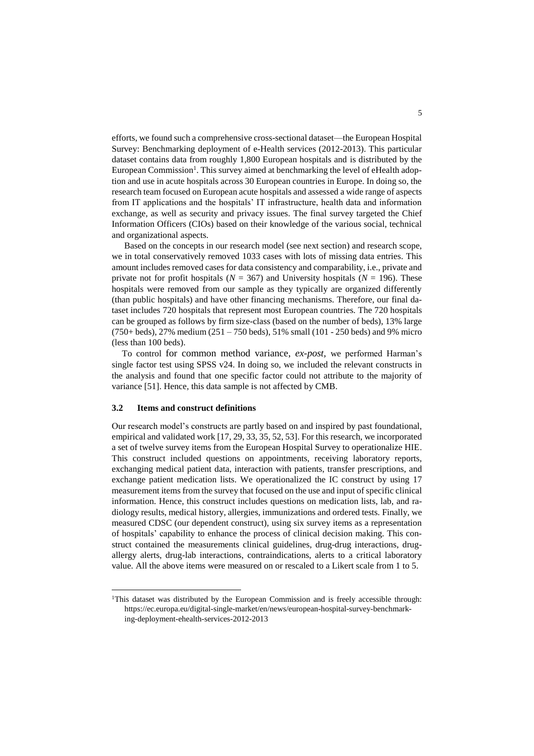efforts, we found such a comprehensive cross-sectional dataset—the European Hospital Survey: Benchmarking deployment of e-Health services (2012-2013). This particular dataset contains data from roughly 1,800 European hospitals and is distributed by the European Commission[1]. This survey aimed at benchmarking the level of eHealth adoption and use in acute hospitals across 30 European countries in Europe. In doing so, the research team focused on European acute hospitals and assessed a wide range of aspects from IT applications and the hospitals' IT infrastructure, health data and information exchange, as well as security and privacy issues. The final survey targeted the Chief Information Officers (CIOs) based on their knowledge of the various social, technical and organizational aspects.

Based on the concepts in our research model (see next section) and research scope, we in total conservatively removed 1033 cases with lots of missing data entries. This amount includes removed cases for data consistency and comparability, i.e., private and private not for profit hospitals ($N = 367$) and University hospitals ($N = 196$). These hospitals were removed from our sample as they typically are organized differently (than public hospitals) and have other financing mechanisms. Therefore, our final dataset includes 720 hospitals that represent most European countries. The 720 hospitals can be grouped as follows by firm size-class (based on the number of beds), 13% large (750+ beds), 27% medium (251 – 750 beds), 51% small (101 - 250 beds) and 9% micro (less than 100 beds).

To control for common method variance, *ex-post*, we performed Harman's single factor test using SPSS v24. In doing so, we included the relevant constructs in the analysis and found that one specific factor could not attribute to the majority of variance [51]. Hence, this data sample is not affected by CMB.

### 3.2 Items and construct definitions

Our research model's constructs are partly based on and inspired by past foundational, empirical and validated work [17, 29, 33, 35, 52, 53]. For this research, we incorporated a set of twelve survey items from the European Hospital Survey to operationalize HIE. This construct included questions on appointments, receiving laboratory reports, exchanging medical patient data, interaction with patients, transfer prescriptions, and exchange patient medication lists. We operationalized the IC construct by using 17 measurement items from the survey that focused on the use and input of specific clinical information. Hence, this construct includes questions on medication lists, lab, and radiology results, medical history, allergies, immunizations and ordered tests. Finally, we measured CDSC (our dependent construct), using six survey items as a representation of hospitals' capability to enhance the process of clinical decision making. This construct contained the measurements clinical guidelines, drug-drug interactions, drug-allergy alerts, drug-lab interactions, contraindications, alerts to a critical laboratory value. All the above items were measured on or rescaled to a Likert scale from 1 to 5.

[1]This dataset was distributed by the European Commission and is freely accessible through: https://ec.europa.eu/digital-single-market/en/news/european-hospital-survey-benchmarking-deployment-ehealth-services-2012-2013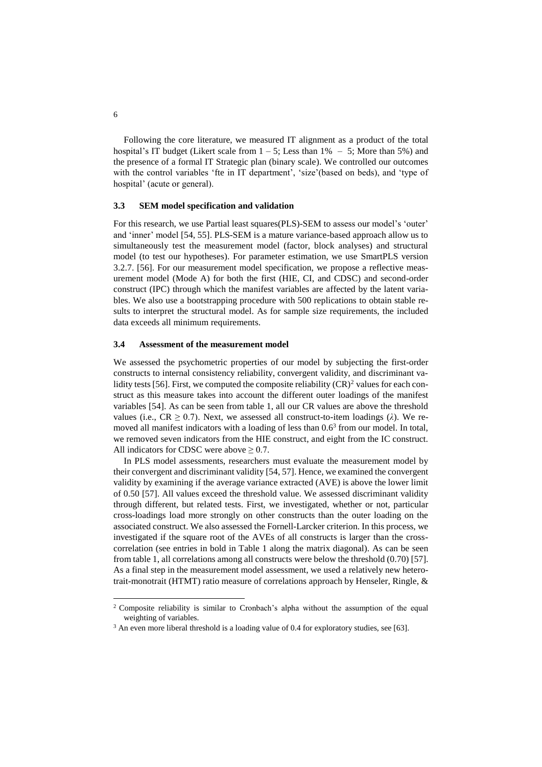Following the core literature, we measured IT alignment as a product of the total hospital's IT budget (Likert scale from 1 – 5; Less than 1% – 5; More than 5%) and the presence of a formal IT Strategic plan (binary scale). We controlled our outcomes with the control variables 'fte in IT department', 'size'(based on beds), and 'type of hospital' (acute or general).

### 3.3 SEM model specification and validation

For this research, we use Partial least squares(PLS)-SEM to assess our model's 'outer' and 'inner' model [54, 55]. PLS-SEM is a mature variance-based approach allow us to simultaneously test the measurement model (factor, block analyses) and structural model (to test our hypotheses). For parameter estimation, we use SmartPLS version 3.2.7. [56]. For our measurement model specification, we propose a reflective measurement model (Mode A) for both the first (HIE, CI, and CDSC) and second-order construct (IPC) through which the manifest variables are affected by the latent variables. We also use a bootstrapping procedure with 500 replications to obtain stable results to interpret the structural model. As for sample size requirements, the included data exceeds all minimum requirements.

### 3.4 Assessment of the measurement model

We assessed the psychometric properties of our model by subjecting the first-order constructs to internal consistency reliability, convergent validity, and discriminant validity tests [56]. First, we computed the composite reliability (CR)[2] values for each construct as this measure takes into account the different outer loadings of the manifest variables [54]. As can be seen from table 1, all our CR values are above the threshold values (i.e., CR $\geq$ 0.7). Next, we assessed all construct-to-item loadings ($\lambda$). We removed all manifest indicators with a loading of less than 0.6[3] from our model. In total, we removed seven indicators from the HIE construct, and eight from the IC construct. All indicators for CDSC were above $\geq$ 0.7.

In PLS model assessments, researchers must evaluate the measurement model by their convergent and discriminant validity [54, 57]. Hence, we examined the convergent validity by examining if the average variance extracted (AVE) is above the lower limit of 0.50 [57]. All values exceed the threshold value. We assessed discriminant validity through different, but related tests. First, we investigated, whether or not, particular cross-loadings load more strongly on other constructs than the outer loading on the associated construct. We also assessed the Fornell-Larcker criterion. In this process, we investigated if the square root of the AVEs of all constructs is larger than the cross-correlation (see entries in bold in Table 1 along the matrix diagonal). As can be seen from table 1, all correlations among all constructs were below the threshold (0.70) [57]. As a final step in the measurement model assessment, we used a relatively new heterotrait-monotrait (HTMT) ratio measure of correlations approach by Henseler, Ringle, &

[2] Composite reliability is similar to Cronbach's alpha without the assumption of the equal weighting of variables.

[3] An even more liberal threshold is a loading value of 0.4 for exploratory studies, see [63].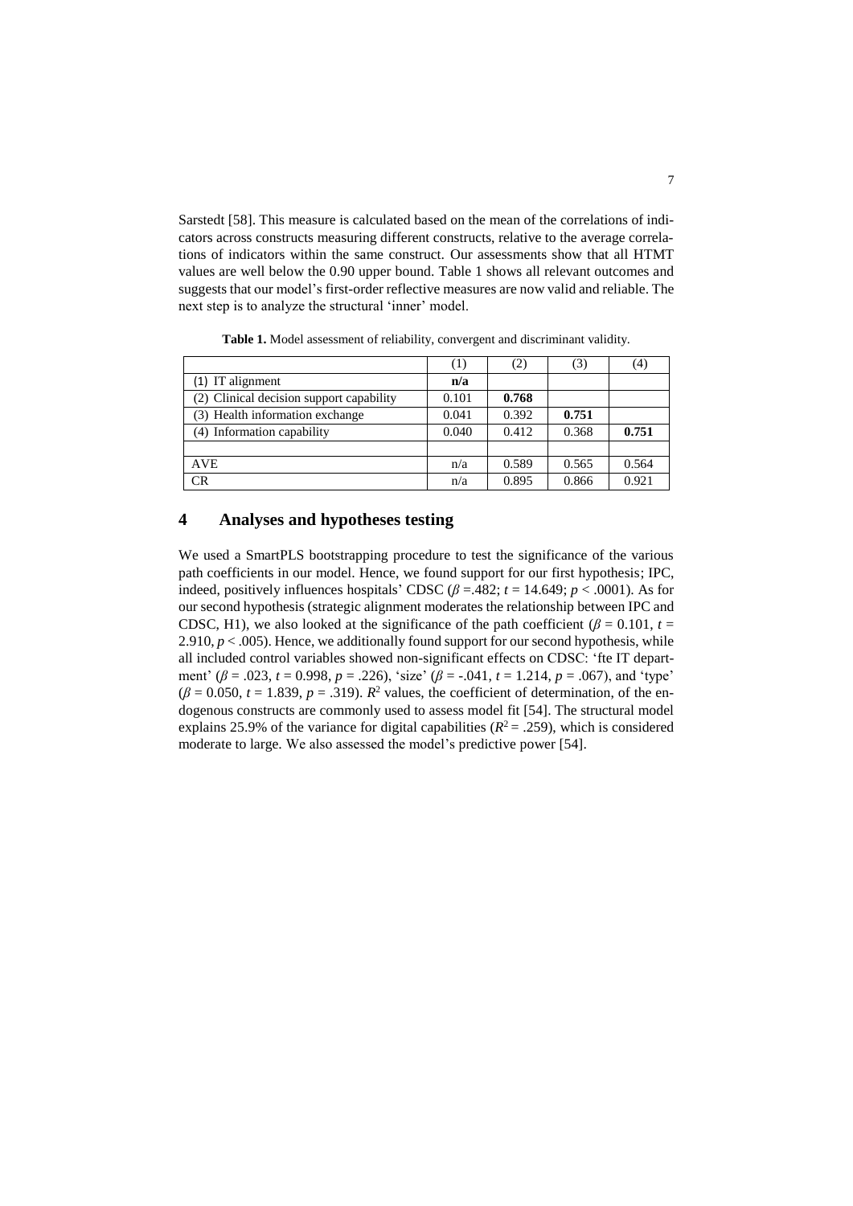Sarstedt [58]. This measure is calculated based on the mean of the correlations of indicators across constructs measuring different constructs, relative to the average correlations of indicators within the same construct. Our assessments show that all HTMT values are well below the 0.90 upper bound. Table 1 shows all relevant outcomes and suggests that our model's first-order reflective measures are now valid and reliable. The next step is to analyze the structural 'inner' model.

**Table 1.** Model assessment of reliability, convergent and discriminant validity.

| | (1) | (2) | (3) | (4) |
|---|---|---|---|---|
| (1) IT alignment | **n/a** | | | |
| (2) Clinical decision support capability | 0.101 | **0.768** | | |
| (3) Health information exchange | 0.041 | 0.392 | **0.751** | |
| (4) Information capability | 0.040 | 0.412 | 0.368 | **0.751** |
| | | | | |
| AVE | n/a | 0.589 | 0.565 | 0.564 |
| CR | n/a | 0.895 | 0.866 | 0.921 |

## 4 Analyses and hypotheses testing

We used a SmartPLS bootstrapping procedure to test the significance of the various path coefficients in our model. Hence, we found support for our first hypothesis; IPC, indeed, positively influences hospitals' CDSC ($\beta$ =.482; $t$ = 14.649; $p$ < .0001). As for our second hypothesis (strategic alignment moderates the relationship between IPC and CDSC, H1), we also looked at the significance of the path coefficient ($\beta$ = 0.101, $t$ = 2.910, $p$ < .005). Hence, we additionally found support for our second hypothesis, while all included control variables showed non-significant effects on CDSC: 'fte IT department' ($\beta$ = .023, $t$ = 0.998, $p$ = .226), 'size' ($\beta$ = -.041, $t$ = 1.214, $p$ = .067), and 'type' ($\beta$ = 0.050, $t$ = 1.839, $p$ = .319). $R^2$ values, the coefficient of determination, of the endogenous constructs are commonly used to assess model fit [54]. The structural model explains 25.9% of the variance for digital capabilities ($R^2$ = .259), which is considered moderate to large. We also assessed the model's predictive power [54].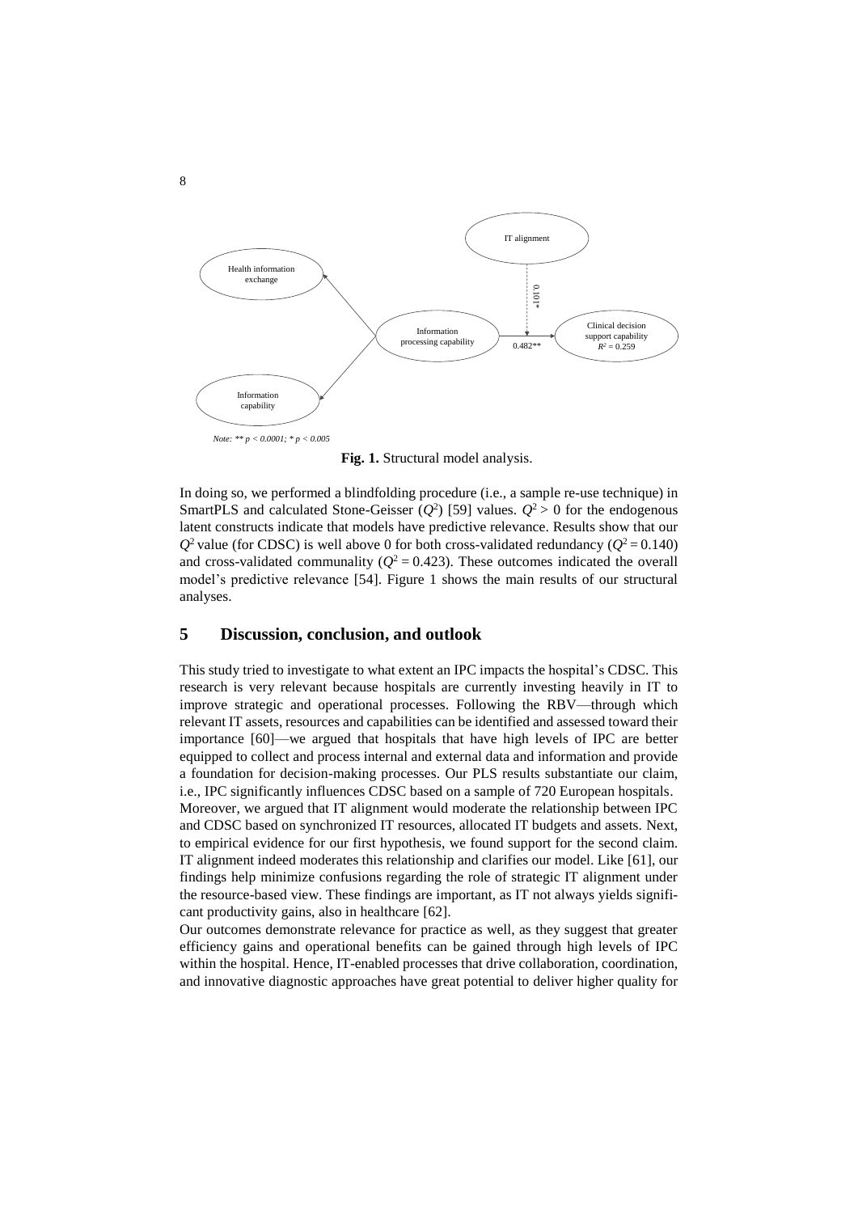Note: ** $p < 0.0001$; * $p < 0.005$

**Fig. 1.** Structural model analysis.

In doing so, we performed a blindfolding procedure (i.e., a sample re-use technique) in SmartPLS and calculated Stone-Geisser ($Q^2$) [59] values. $Q^2 > 0$ for the endogenous latent constructs indicate that models have predictive relevance. Results show that our $Q^2$ value (for CDSC) is well above 0 for both cross-validated redundancy ($Q^2 = 0.140$) and cross-validated communality ($Q^2 = 0.423$). These outcomes indicated the overall model's predictive relevance [54]. Figure 1 shows the main results of our structural analyses.

## 5 Discussion, conclusion, and outlook

This study tried to investigate to what extent an IPC impacts the hospital's CDSC. This research is very relevant because hospitals are currently investing heavily in IT to improve strategic and operational processes. Following the RBV—through which relevant IT assets, resources and capabilities can be identified and assessed toward their importance [60]—we argued that hospitals that have high levels of IPC are better equipped to collect and process internal and external data and information and provide a foundation for decision-making processes. Our PLS results substantiate our claim, i.e., IPC significantly influences CDSC based on a sample of 720 European hospitals. Moreover, we argued that IT alignment would moderate the relationship between IPC and CDSC based on synchronized IT resources, allocated IT budgets and assets. Next, to empirical evidence for our first hypothesis, we found support for the second claim. IT alignment indeed moderates this relationship and clarifies our model. Like [61], our findings help minimize confusions regarding the role of strategic IT alignment under the resource-based view. These findings are important, as IT not always yields significant productivity gains, also in healthcare [62].

Our outcomes demonstrate relevance for practice as well, as they suggest that greater efficiency gains and operational benefits can be gained through high levels of IPC within the hospital. Hence, IT-enabled processes that drive collaboration, coordination, and innovative diagnostic approaches have great potential to deliver higher quality for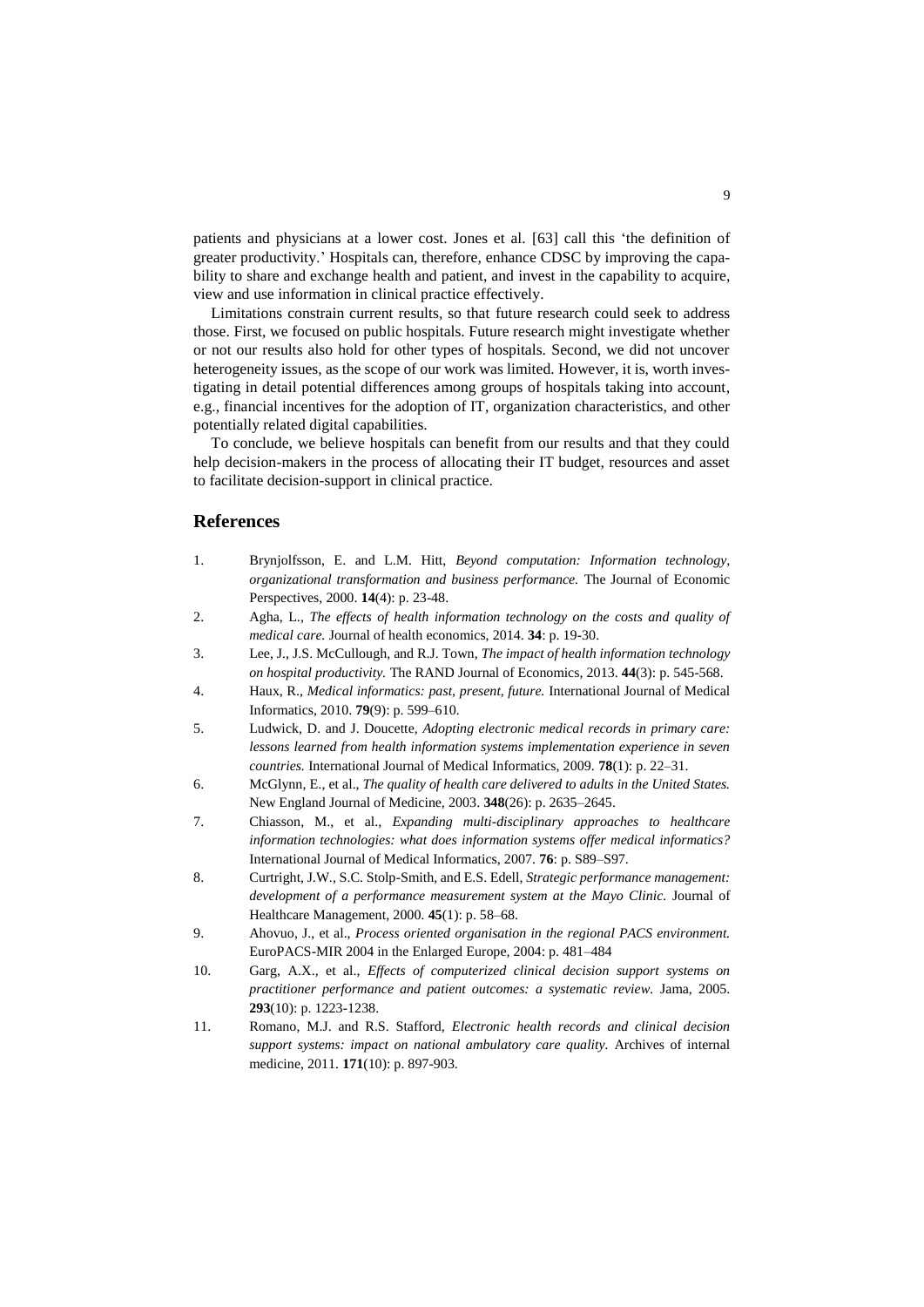patients and physicians at a lower cost. Jones et al. [63] call this 'the definition of greater productivity.' Hospitals can, therefore, enhance CDSC by improving the capability to share and exchange health and patient, and invest in the capability to acquire, view and use information in clinical practice effectively.

Limitations constrain current results, so that future research could seek to address those. First, we focused on public hospitals. Future research might investigate whether or not our results also hold for other types of hospitals. Second, we did not uncover heterogeneity issues, as the scope of our work was limited. However, it is, worth investigating in detail potential differences among groups of hospitals taking into account, e.g., financial incentives for the adoption of IT, organization characteristics, and other potentially related digital capabilities.

To conclude, we believe hospitals can benefit from our results and that they could help decision-makers in the process of allocating their IT budget, resources and asset to facilitate decision-support in clinical practice.

## References

1. Brynjolfsson, E. and L.M. Hitt, *Beyond computation: Information technology, organizational transformation and business performance.* The Journal of Economic Perspectives, 2000. **14**(4): p. 23-48.
2. Agha, L., *The effects of health information technology on the costs and quality of medical care.* Journal of health economics, 2014. **34**: p. 19-30.
3. Lee, J., J.S. McCullough, and R.J. Town, *The impact of health information technology on hospital productivity.* The RAND Journal of Economics, 2013. **44**(3): p. 545-568.
4. Haux, R., *Medical informatics: past, present, future.* International Journal of Medical Informatics, 2010. **79**(9): p. 599–610.
5. Ludwick, D. and J. Doucette, *Adopting electronic medical records in primary care: lessons learned from health information systems implementation experience in seven countries.* International Journal of Medical Informatics, 2009. **78**(1): p. 22–31.
6. McGlynn, E., et al., *The quality of health care delivered to adults in the United States.* New England Journal of Medicine, 2003. **348**(26): p. 2635–2645.
7. Chiasson, M., et al., *Expanding multi-disciplinary approaches to healthcare information technologies: what does information systems offer medical informatics?* International Journal of Medical Informatics, 2007. **76**: p. S89–S97.
8. Curtright, J.W., S.C. Stolp-Smith, and E.S. Edell, *Strategic performance management: development of a performance measurement system at the Mayo Clinic.* Journal of Healthcare Management, 2000. **45**(1): p. 58–68.
9. Ahovuo, J., et al., *Process oriented organisation in the regional PACS environment.* EuroPACS-MIR 2004 in the Enlarged Europe, 2004: p. 481–484
10. Garg, A.X., et al., *Effects of computerized clinical decision support systems on practitioner performance and patient outcomes: a systematic review.* Jama, 2005. **293**(10): p. 1223-1238.
11. Romano, M.J. and R.S. Stafford, *Electronic health records and clinical decision support systems: impact on national ambulatory care quality.* Archives of internal medicine, 2011. **171**(10): p. 897-903.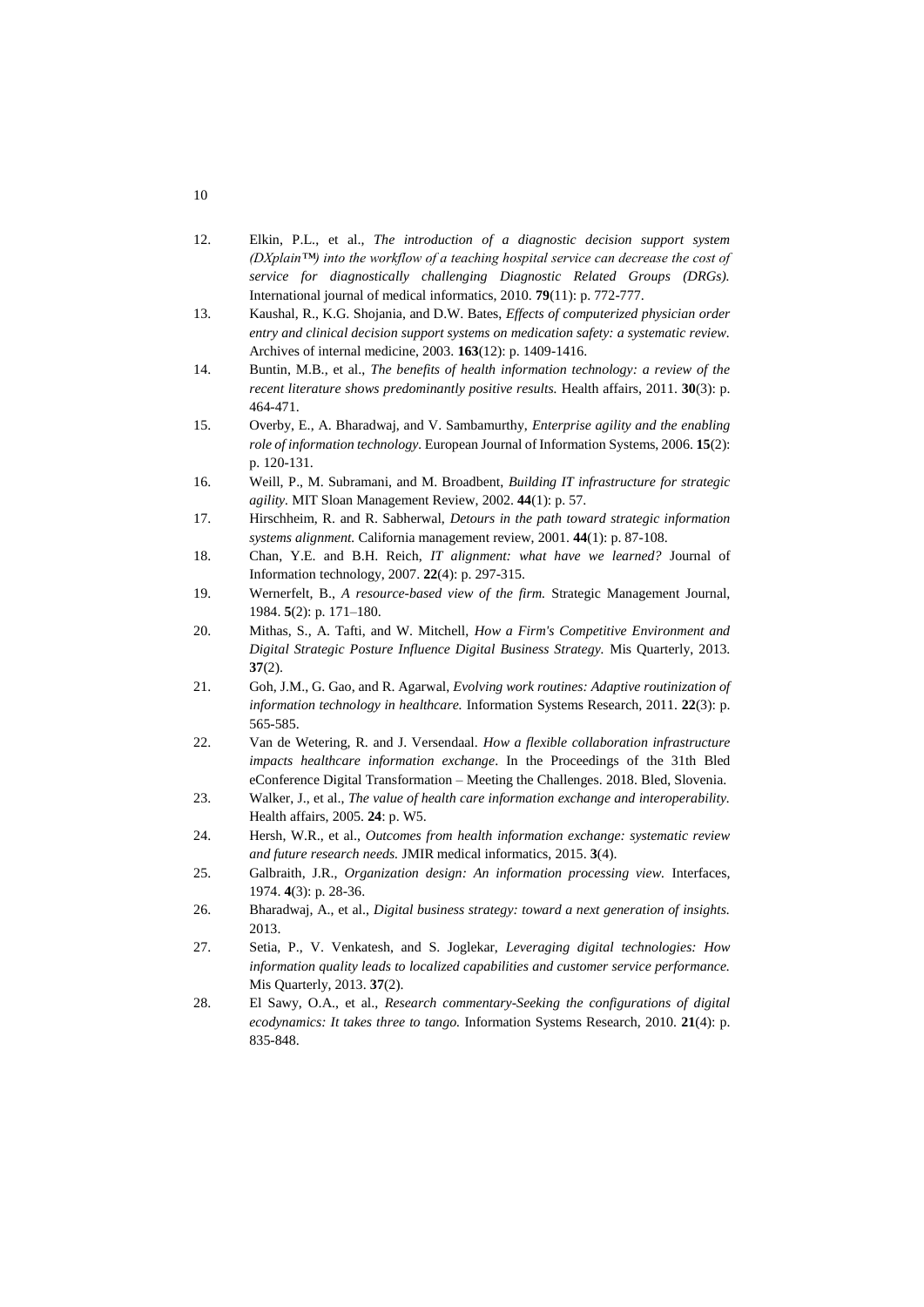12. Elkin, P.L., et al., *The introduction of a diagnostic decision support system (DXplain™) into the workflow of a teaching hospital service can decrease the cost of service for diagnostically challenging Diagnostic Related Groups (DRGs).* International journal of medical informatics, 2010. **79**(11): p. 772-777.
13. Kaushal, R., K.G. Shojania, and D.W. Bates, *Effects of computerized physician order entry and clinical decision support systems on medication safety: a systematic review.* Archives of internal medicine, 2003. **163**(12): p. 1409-1416.
14. Buntin, M.B., et al., *The benefits of health information technology: a review of the recent literature shows predominantly positive results.* Health affairs, 2011. **30**(3): p. 464-471.
15. Overby, E., A. Bharadwaj, and V. Sambamurthy, *Enterprise agility and the enabling role of information technology.* European Journal of Information Systems, 2006. **15**(2): p. 120-131.
16. Weill, P., M. Subramani, and M. Broadbent, *Building IT infrastructure for strategic agility.* MIT Sloan Management Review, 2002. **44**(1): p. 57.
17. Hirschheim, R. and R. Sabherwal, *Detours in the path toward strategic information systems alignment.* California management review, 2001. **44**(1): p. 87-108.
18. Chan, Y.E. and B.H. Reich, *IT alignment: what have we learned?* Journal of Information technology, 2007. **22**(4): p. 297-315.
19. Wernerfelt, B., *A resource-based view of the firm.* Strategic Management Journal, 1984. **5**(2): p. 171–180.
20. Mithas, S., A. Tafti, and W. Mitchell, *How a Firm's Competitive Environment and Digital Strategic Posture Influence Digital Business Strategy.* Mis Quarterly, 2013. **37**(2).
21. Goh, J.M., G. Gao, and R. Agarwal, *Evolving work routines: Adaptive routinization of information technology in healthcare.* Information Systems Research, 2011. **22**(3): p. 565-585.
22. Van de Wetering, R. and J. Versendaal. *How a flexible collaboration infrastructure impacts healthcare information exchange*. In the Proceedings of the 31th Bled eConference Digital Transformation – Meeting the Challenges. 2018. Bled, Slovenia.
23. Walker, J., et al., *The value of health care information exchange and interoperability.* Health affairs, 2005. **24**: p. W5.
24. Hersh, W.R., et al., *Outcomes from health information exchange: systematic review and future research needs.* JMIR medical informatics, 2015. **3**(4).
25. Galbraith, J.R., *Organization design: An information processing view.* Interfaces, 1974. **4**(3): p. 28-36.
26. Bharadwaj, A., et al., *Digital business strategy: toward a next generation of insights.* 2013.
27. Setia, P., V. Venkatesh, and S. Joglekar, *Leveraging digital technologies: How information quality leads to localized capabilities and customer service performance.* Mis Quarterly, 2013. **37**(2).
28. El Sawy, O.A., et al., *Research commentary-Seeking the configurations of digital ecodynamics: It takes three to tango.* Information Systems Research, 2010. **21**(4): p. 835-848.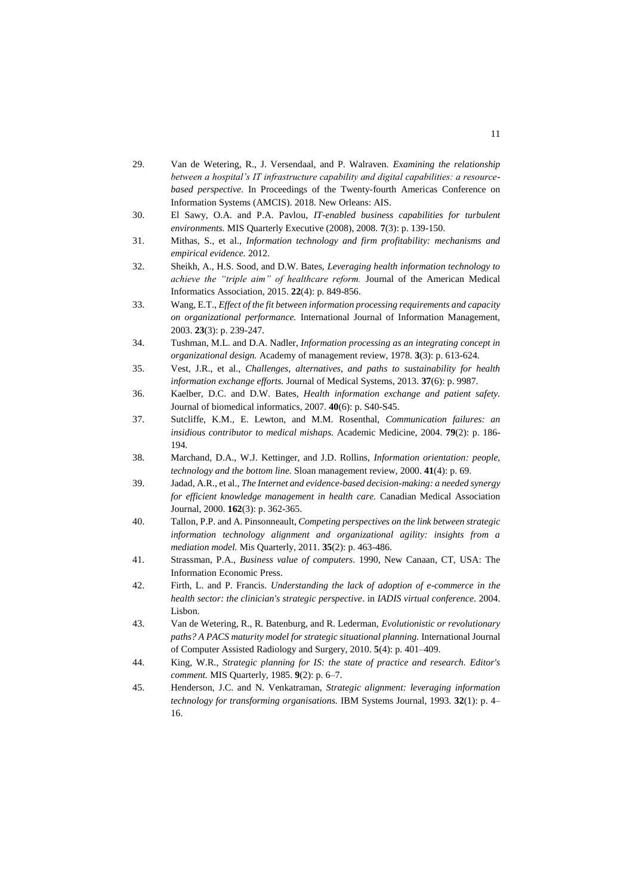29. Van de Wetering, R., J. Versendaal, and P. Walraven. *Examining the relationship between a hospital's IT infrastructure capability and digital capabilities: a resource-based perspective*. In Proceedings of the Twenty-fourth Americas Conference on Information Systems (AMCIS). 2018. New Orleans: AIS.
30. El Sawy, O.A. and P.A. Pavlou, *IT-enabled business capabilities for turbulent environments.* MIS Quarterly Executive (2008), 2008. **7**(3): p. 139-150.
31. Mithas, S., et al., *Information technology and firm profitability: mechanisms and empirical evidence.* 2012.
32. Sheikh, A., H.S. Sood, and D.W. Bates, *Leveraging health information technology to achieve the "triple aim" of healthcare reform.* Journal of the American Medical Informatics Association, 2015. **22**(4): p. 849-856.
33. Wang, E.T., *Effect of the fit between information processing requirements and capacity on organizational performance.* International Journal of Information Management, 2003. **23**(3): p. 239-247.
34. Tushman, M.L. and D.A. Nadler, *Information processing as an integrating concept in organizational design.* Academy of management review, 1978. **3**(3): p. 613-624.
35. Vest, J.R., et al., *Challenges, alternatives, and paths to sustainability for health information exchange efforts.* Journal of Medical Systems, 2013. **37**(6): p. 9987.
36. Kaelber, D.C. and D.W. Bates, *Health information exchange and patient safety.* Journal of biomedical informatics, 2007. **40**(6): p. S40-S45.
37. Sutcliffe, K.M., E. Lewton, and M.M. Rosenthal, *Communication failures: an insidious contributor to medical mishaps.* Academic Medicine, 2004. **79**(2): p. 186-194.
38. Marchand, D.A., W.J. Kettinger, and J.D. Rollins, *Information orientation: people, technology and the bottom line.* Sloan management review, 2000. **41**(4): p. 69.
39. Jadad, A.R., et al., *The Internet and evidence-based decision-making: a needed synergy for efficient knowledge management in health care.* Canadian Medical Association Journal, 2000. **162**(3): p. 362-365.
40. Tallon, P.P. and A. Pinsonneault, *Competing perspectives on the link between strategic information technology alignment and organizational agility: insights from a mediation model.* Mis Quarterly, 2011. **35**(2): p. 463-486.
41. Strassman, P.A., *Business value of computers*. 1990, New Canaan, CT, USA: The Information Economic Press.
42. Firth, L. and P. Francis. *Understanding the lack of adoption of e-commerce in the health sector: the clinician's strategic perspective*. in *IADIS virtual conference*. 2004. Lisbon.
43. Van de Wetering, R., R. Batenburg, and R. Lederman, *Evolutionistic or revolutionary paths? A PACS maturity model for strategic situational planning.* International Journal of Computer Assisted Radiology and Surgery, 2010. **5**(4): p. 401–409.
44. King, W.R., *Strategic planning for IS: the state of practice and research. Editor's comment.* MIS Quarterly, 1985. **9**(2): p. 6–7.
45. Henderson, J.C. and N. Venkatraman, *Strategic alignment: leveraging information technology for transforming organisations.* IBM Systems Journal, 1993. **32**(1): p. 4–16.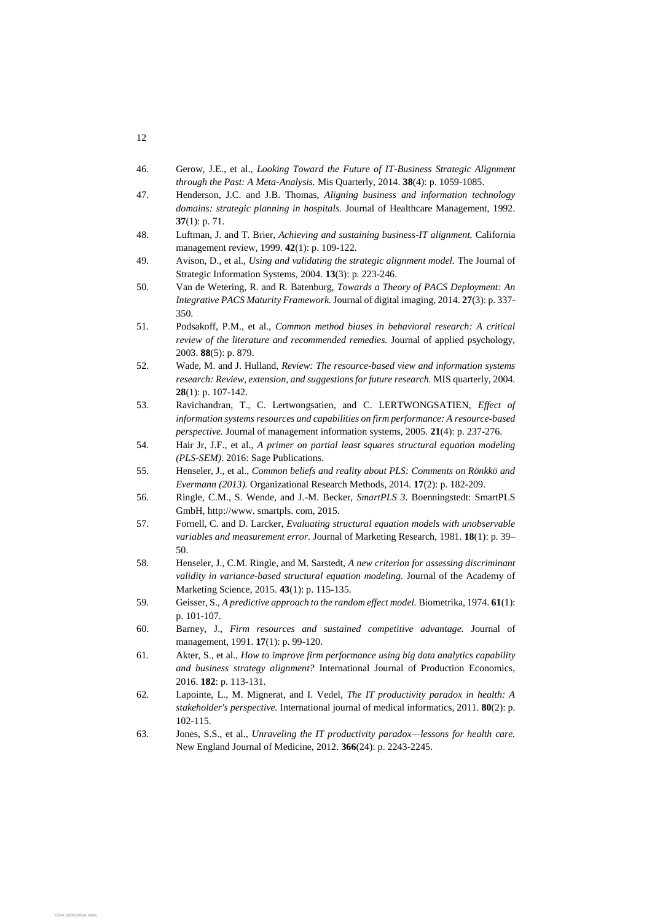46. Gerow, J.E., et al., *Looking Toward the Future of IT-Business Strategic Alignment through the Past: A Meta-Analysis.* Mis Quarterly, 2014. **38**(4): p. 1059-1085.
47. Henderson, J.C. and J.B. Thomas, *Aligning business and information technology domains: strategic planning in hospitals.* Journal of Healthcare Management, 1992. **37**(1): p. 71.
48. Luftman, J. and T. Brier, *Achieving and sustaining business-IT alignment.* California management review, 1999. **42**(1): p. 109-122.
49. Avison, D., et al., *Using and validating the strategic alignment model.* The Journal of Strategic Information Systems, 2004. **13**(3): p. 223-246.
50. Van de Wetering, R. and R. Batenburg, *Towards a Theory of PACS Deployment: An Integrative PACS Maturity Framework.* Journal of digital imaging, 2014. **27**(3): p. 337-350.
51. Podsakoff, P.M., et al., *Common method biases in behavioral research: A critical review of the literature and recommended remedies.* Journal of applied psychology, 2003. **88**(5): p. 879.
52. Wade, M. and J. Hulland, *Review: The resource-based view and information systems research: Review, extension, and suggestions for future research.* MIS quarterly, 2004. **28**(1): p. 107-142.
53. Ravichandran, T., C. Lertwongsatien, and C. LERTWONGSATIEN, *Effect of information systems resources and capabilities on firm performance: A resource-based perspective.* Journal of management information systems, 2005. **21**(4): p. 237-276.
54. Hair Jr, J.F., et al., *A primer on partial least squares structural equation modeling (PLS-SEM)*. 2016: Sage Publications.
55. Henseler, J., et al., *Common beliefs and reality about PLS: Comments on Rönkkö and Evermann (2013).* Organizational Research Methods, 2014. **17**(2): p. 182-209.
56. Ringle, C.M., S. Wende, and J.-M. Becker, *SmartPLS 3.* Boenningstedt: SmartPLS GmbH, http://www. smartpls. com, 2015.
57. Fornell, C. and D. Larcker, *Evaluating structural equation models with unobservable variables and measurement error.* Journal of Marketing Research, 1981. **18**(1): p. 39–50.
58. Henseler, J., C.M. Ringle, and M. Sarstedt, *A new criterion for assessing discriminant validity in variance-based structural equation modeling.* Journal of the Academy of Marketing Science, 2015. **43**(1): p. 115-135.
59. Geisser, S., *A predictive approach to the random effect model.* Biometrika, 1974. **61**(1): p. 101-107.
60. Barney, J., *Firm resources and sustained competitive advantage.* Journal of management, 1991. **17**(1): p. 99-120.
61. Akter, S., et al., *How to improve firm performance using big data analytics capability and business strategy alignment?* International Journal of Production Economics, 2016. **182**: p. 113-131.
62. Lapointe, L., M. Mignerat, and I. Vedel, *The IT productivity paradox in health: A stakeholder's perspective.* International journal of medical informatics, 2011. **80**(2): p. 102-115.
63. Jones, S.S., et al., *Unraveling the IT productivity paradox—lessons for health care.* New England Journal of Medicine, 2012. **366**(24): p. 2243-2245.